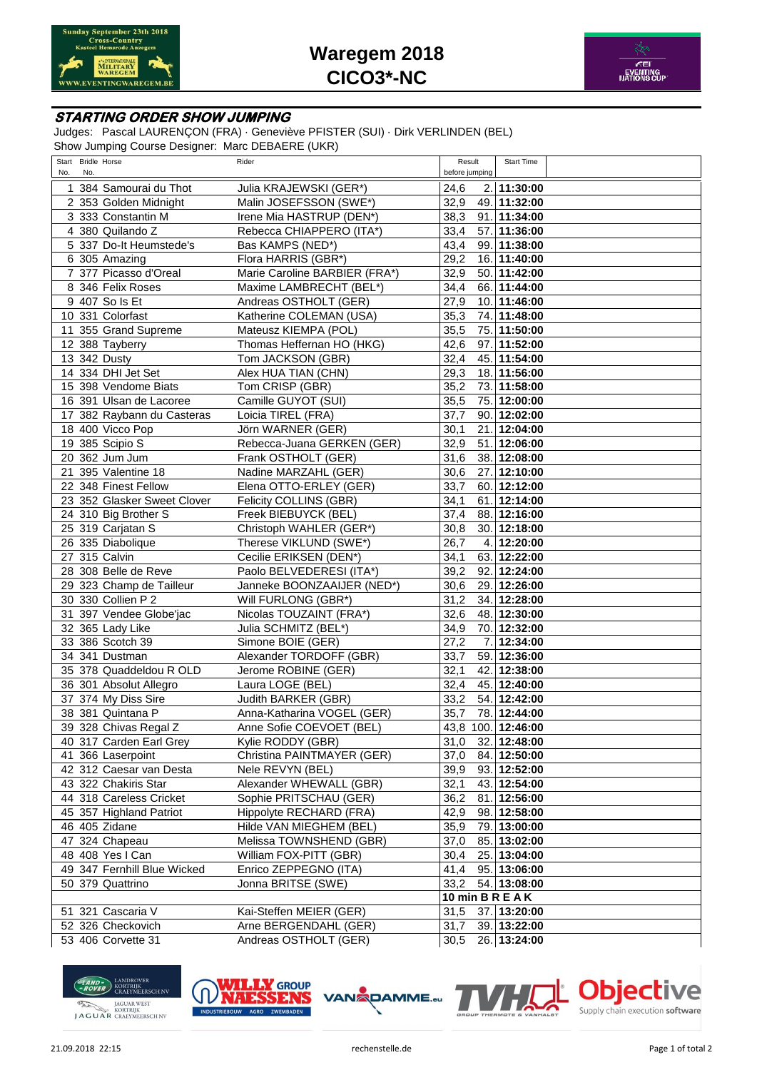# Waregem 2018
## CICO3*-NC

### STARTING ORDER SHOW JUMPING

Judges: Pascal LAURENÇON (FRA) · Geneviève PFISTER (SUI) · Dirk VERLINDEN (BEL)
Show Jumping Course Designer: Marc DEBAERE (UKR)

| Start No. | Bridle No. | Horse | Rider | Result before jumping | | Start Time |
|---|---|---|---|---|---|---|
| 1 | 384 | Samourai du Thot | Julia KRAJEWSKI (GER*) | 24,6 | 2. | 11:30:00 |
| 2 | 353 | Golden Midnight | Malin JOSEFSSON (SWE*) | 32,9 | 49. | 11:32:00 |
| 3 | 333 | Constantin M | Irene Mia HASTRUP (DEN*) | 38,3 | 91. | 11:34:00 |
| 4 | 380 | Quilando Z | Rebecca CHIAPPERO (ITA*) | 33,4 | 57. | 11:36:00 |
| 5 | 337 | Do-It Heumstede's | Bas KAMPS (NED*) | 43,4 | 99. | 11:38:00 |
| 6 | 305 | Amazing | Flora HARRIS (GBR*) | 29,2 | 16. | 11:40:00 |
| 7 | 377 | Picasso d'Oreal | Marie Caroline BARBIER (FRA*) | 32,9 | 50. | 11:42:00 |
| 8 | 346 | Felix Roses | Maxime LAMBRECHT (BEL*) | 34,4 | 66. | 11:44:00 |
| 9 | 407 | So Is Et | Andreas OSTHOLT (GER) | 27,9 | 10. | 11:46:00 |
| 10 | 331 | Colorfast | Katherine COLEMAN (USA) | 35,3 | 74. | 11:48:00 |
| 11 | 355 | Grand Supreme | Mateusz KIEMPA (POL) | 35,5 | 75. | 11:50:00 |
| 12 | 388 | Tayberry | Thomas Heffernan HO (HKG) | 42,6 | 97. | 11:52:00 |
| 13 | 342 | Dusty | Tom JACKSON (GBR) | 32,4 | 45. | 11:54:00 |
| 14 | 334 | DHI Jet Set | Alex HUA TIAN (CHN) | 29,3 | 18. | 11:56:00 |
| 15 | 398 | Vendome Biats | Tom CRISP (GBR) | 35,2 | 73. | 11:58:00 |
| 16 | 391 | Ulsan de Lacoree | Camille GUYOT (SUI) | 35,5 | 75. | 12:00:00 |
| 17 | 382 | Raybann du Casteras | Loicia TIREL (FRA) | 37,7 | 90. | 12:02:00 |
| 18 | 400 | Vicco Pop | Jörn WARNER (GER) | 30,1 | 21. | 12:04:00 |
| 19 | 385 | Scipio S | Rebecca-Juana GERKEN (GER) | 32,9 | 51. | 12:06:00 |
| 20 | 362 | Jum Jum | Frank OSTHOLT (GER) | 31,6 | 38. | 12:08:00 |
| 21 | 395 | Valentine 18 | Nadine MARZAHL (GER) | 30,6 | 27. | 12:10:00 |
| 22 | 348 | Finest Fellow | Elena OTTO-ERLEY (GER) | 33,7 | 60. | 12:12:00 |
| 23 | 352 | Glasker Sweet Clover | Felicity COLLINS (GBR) | 34,1 | 61. | 12:14:00 |
| 24 | 310 | Big Brother S | Freek BIEBUYCK (BEL) | 37,4 | 88. | 12:16:00 |
| 25 | 319 | Carjatan S | Christoph WAHLER (GER*) | 30,8 | 30. | 12:18:00 |
| 26 | 335 | Diabolique | Therese VIKLUND (SWE*) | 26,7 | 4. | 12:20:00 |
| 27 | 315 | Calvin | Cecilie ERIKSEN (DEN*) | 34,1 | 63. | 12:22:00 |
| 28 | 308 | Belle de Reve | Paolo BELVEDERESI (ITA*) | 39,2 | 92. | 12:24:00 |
| 29 | 323 | Champ de Tailleur | Janneke BOONZAAIJER (NED*) | 30,6 | 29. | 12:26:00 |
| 30 | 330 | Collien P 2 | Will FURLONG (GBR*) | 31,2 | 34. | 12:28:00 |
| 31 | 397 | Vendee Globe'jac | Nicolas TOUZAINT (FRA*) | 32,6 | 48. | 12:30:00 |
| 32 | 365 | Lady Like | Julia SCHMITZ (BEL*) | 34,9 | 70. | 12:32:00 |
| 33 | 386 | Scotch 39 | Simone BOIE (GER) | 27,2 | 7. | 12:34:00 |
| 34 | 341 | Dustman | Alexander TORDOFF (GBR) | 33,7 | 59. | 12:36:00 |
| 35 | 378 | Quaddeldou R OLD | Jerome ROBINE (GER) | 32,1 | 42. | 12:38:00 |
| 36 | 301 | Absolut Allegro | Laura LOGE (BEL) | 32,4 | 45. | 12:40:00 |
| 37 | 374 | My Diss Sire | Judith BARKER (GBR) | 33,2 | 54. | 12:42:00 |
| 38 | 381 | Quintana P | Anna-Katharina VOGEL (GER) | 35,7 | 78. | 12:44:00 |
| 39 | 328 | Chivas Regal Z | Anne Sofie COEVOET (BEL) | 43,8 | 100. | 12:46:00 |
| 40 | 317 | Carden Earl Grey | Kylie RODDY (GBR) | 31,0 | 32. | 12:48:00 |
| 41 | 366 | Laserpoint | Christina PAINTMAYER (GER) | 37,0 | 84. | 12:50:00 |
| 42 | 312 | Caesar van Desta | Nele REVYN (BEL) | 39,9 | 93. | 12:52:00 |
| 43 | 322 | Chakiris Star | Alexander WHEWALL (GBR) | 32,1 | 43. | 12:54:00 |
| 44 | 318 | Careless Cricket | Sophie PRITSCHAU (GER) | 36,2 | 81. | 12:56:00 |
| 45 | 357 | Highland Patriot | Hippolyte RECHARD (FRA) | 42,9 | 98. | 12:58:00 |
| 46 | 405 | Zidane | Hilde VAN MIEGHEM (BEL) | 35,9 | 79. | 13:00:00 |
| 47 | 324 | Chapeau | Melissa TOWNSHEND (GBR) | 37,0 | 85. | 13:02:00 |
| 48 | 408 | Yes I Can | William FOX-PITT (GBR) | 30,4 | 25. | 13:04:00 |
| 49 | 347 | Fernhill Blue Wicked | Enrico ZEPPEGNO (ITA) | 41,4 | 95. | 13:06:00 |
| 50 | 379 | Quattrino | Jonna BRITSE (SWE) | 33,2 | 54. | 13:08:00 |
| | | | | **10 min B R E A K** | | |
| 51 | 321 | Cascaria V | Kai-Steffen MEIER (GER) | 31,5 | 37. | 13:20:00 |
| 52 | 326 | Checkovich | Arne BERGENDAHL (GER) | 31,7 | 39. | 13:22:00 |
| 53 | 406 | Corvette 31 | Andreas OSTHOLT (GER) | 30,5 | 26. | 13:24:00 |

21.09.2018 22:15 rechenstelle.de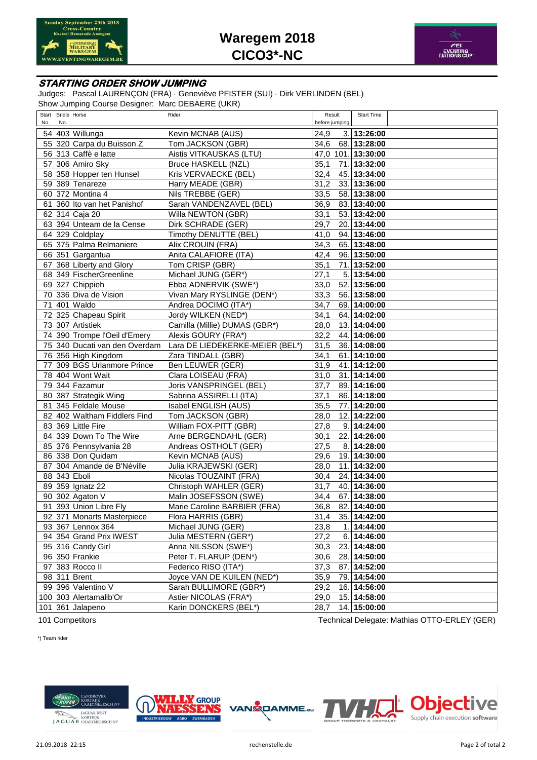# Waregem 2018
## CICO3*-NC

### STARTING ORDER SHOW JUMPING

Judges: Pascal LAURENÇON (FRA) · Geneviève PFISTER (SUI) · Dirk VERLINDEN (BEL)
Show Jumping Course Designer: Marc DEBAERE (UKR)

| Start No. | Bridle No. | Horse | Rider | Result before jumping | | Start Time |
|---|---|---|---|---|---|---|
| 54 | 403 | Willunga | Kevin MCNAB (AUS) | 24,9 | 3. | **13:26:00** |
| 55 | 320 | Carpa du Buisson Z | Tom JACKSON (GBR) | 34,6 | 68. | **13:28:00** |
| 56 | 313 | Caffè e latte | Aistis VITKAUSKAS (LTU) | 47,0 | 101. | **13:30:00** |
| 57 | 306 | Amiro Sky | Bruce HASKELL (NZL) | 35,1 | 71. | **13:32:00** |
| 58 | 358 | Hopper ten Hunsel | Kris VERVAECKE (BEL) | 32,4 | 45. | **13:34:00** |
| 59 | 389 | Tenareze | Harry MEADE (GBR) | 31,2 | 33. | **13:36:00** |
| 60 | 372 | Montina 4 | Nils TREBBE (GER) | 33,5 | 58. | **13:38:00** |
| 61 | 360 | Ito van het Panishof | Sarah VANDENZAVEL (BEL) | 36,9 | 83. | **13:40:00** |
| 62 | 314 | Caja 20 | Willa NEWTON (GBR) | 33,1 | 53. | **13:42:00** |
| 63 | 394 | Unteam de la Cense | Dirk SCHRADE (GER) | 29,7 | 20. | **13:44:00** |
| 64 | 329 | Coldplay | Timothy DENUTTE (BEL) | 41,0 | 94. | **13:46:00** |
| 65 | 375 | Palma Belmaniere | Alix CROUIN (FRA) | 34,3 | 65. | **13:48:00** |
| 66 | 351 | Gargantua | Anita CALAFIORE (ITA) | 42,4 | 96. | **13:50:00** |
| 67 | 368 | Liberty and Glory | Tom CRISP (GBR) | 35,1 | 71. | **13:52:00** |
| 68 | 349 | FischerGreenline | Michael JUNG (GER*) | 27,1 | 5. | **13:54:00** |
| 69 | 327 | Chippieh | Ebba ADNERVIK (SWE*) | 33,0 | 52. | **13:56:00** |
| 70 | 336 | Diva de Vision | Vivan Mary RYSLINGE (DEN*) | 33,3 | 56. | **13:58:00** |
| 71 | 401 | Waldo | Andrea DOCIMO (ITA*) | 34,7 | 69. | **14:00:00** |
| 72 | 325 | Chapeau Spirit | Jordy WILKEN (NED*) | 34,1 | 64. | **14:02:00** |
| 73 | 307 | Artistiek | Camilla (Millie) DUMAS (GBR*) | 28,0 | 13. | **14:04:00** |
| 74 | 390 | Trompe l'Oeil d'Emery | Alexis GOURY (FRA*) | 32,2 | 44. | **14:06:00** |
| 75 | 340 | Ducati van den Overdam | Lara DE LIEDEKERKE-MEIER (BEL*) | 31,5 | 36. | **14:08:00** |
| 76 | 356 | High Kingdom | Zara TINDALL (GBR) | 34,1 | 61. | **14:10:00** |
| 77 | 309 | BGS Urlanmore Prince | Ben LEUWER (GER) | 31,9 | 41. | **14:12:00** |
| 78 | 404 | Wont Wait | Clara LOISEAU (FRA) | 31,0 | 31. | **14:14:00** |
| 79 | 344 | Fazamur | Joris VANSPRINGEL (BEL) | 37,7 | 89. | **14:16:00** |
| 80 | 387 | Strategik Wing | Sabrina ASSIRELLI (ITA) | 37,1 | 86. | **14:18:00** |
| 81 | 345 | Feldale Mouse | Isabel ENGLISH (AUS) | 35,5 | 77. | **14:20:00** |
| 82 | 402 | Waltham Fiddlers Find | Tom JACKSON (GBR) | 28,0 | 12. | **14:22:00** |
| 83 | 369 | Little Fire | William FOX-PITT (GBR) | 27,8 | 9. | **14:24:00** |
| 84 | 339 | Down To The Wire | Arne BERGENDAHL (GER) | 30,1 | 22. | **14:26:00** |
| 85 | 376 | Pennsylvania 28 | Andreas OSTHOLT (GER) | 27,5 | 8. | **14:28:00** |
| 86 | 338 | Don Quidam | Kevin MCNAB (AUS) | 29,6 | 19. | **14:30:00** |
| 87 | 304 | Amande de B'Néville | Julia KRAJEWSKI (GER) | 28,0 | 11. | **14:32:00** |
| 88 | 343 | Eboli | Nicolas TOUZAINT (FRA) | 30,4 | 24. | **14:34:00** |
| 89 | 359 | Ignatz 22 | Christoph WAHLER (GER) | 31,7 | 40. | **14:36:00** |
| 90 | 302 | Agaton V | Malin JOSEFSSON (SWE) | 34,4 | 67. | **14:38:00** |
| 91 | 393 | Union Libre Fly | Marie Caroline BARBIER (FRA) | 36,8 | 82. | **14:40:00** |
| 92 | 371 | Monarts Masterpiece | Flora HARRIS (GBR) | 31,4 | 35. | **14:42:00** |
| 93 | 367 | Lennox 364 | Michael JUNG (GER) | 23,8 | 1. | **14:44:00** |
| 94 | 354 | Grand Prix IWEST | Julia MESTERN (GER*) | 27,2 | 6. | **14:46:00** |
| 95 | 316 | Candy Girl | Anna NILSSON (SWE*) | 30,3 | 23. | **14:48:00** |
| 96 | 350 | Frankie | Peter T. FLARUP (DEN*) | 30,6 | 28. | **14:50:00** |
| 97 | 383 | Rocco II | Federico RISO (ITA*) | 37,3 | 87. | **14:52:00** |
| 98 | 311 | Brent | Joyce VAN DE KUILEN (NED*) | 35,9 | 79. | **14:54:00** |
| 99 | 396 | Valentino V | Sarah BULLIMORE (GBR*) | 29,2 | 16. | **14:56:00** |
| 100 | 303 | Alertamalib'Or | Astier NICOLAS (FRA*) | 29,0 | 15. | **14:58:00** |
| 101 | 361 | Jalapeno | Karin DONCKERS (BEL*) | 28,7 | 14. | **15:00:00** |

101 Competitors

Technical Delegate: Mathias OTTO-ERLEY (GER)

*) Team rider